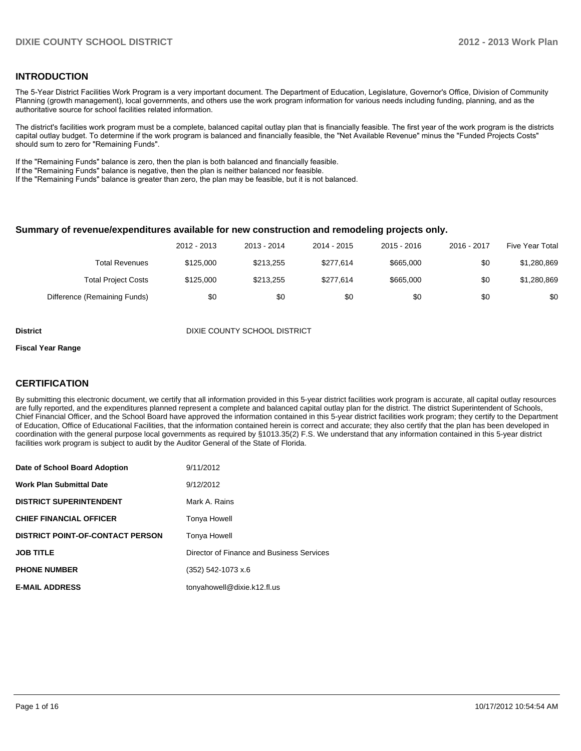## INTRODUCTION

The 5-Year District Facilities Work Program is a very important document. The Department of Education, Legislature, Governor's Office, Division of Community Planning (growth management), local governments, and others use the work program information for various needs including funding, planning, and as the authoritative source for school facilities related information.

The district's facilities work program must be a complete, balanced capital outlay plan that is financially feasible. The first year of the work program is the districts capital outlay budget. To determine if the work program is balanced and financially feasible, the "Net Available Revenue" minus the "Funded Projects Costs" should sum to zero for "Remaining Funds".

If the "Remaining Funds" balance is zero, then the plan is both balanced and financially feasible.
If the "Remaining Funds" balance is negative, then the plan is neither balanced nor feasible.
If the "Remaining Funds" balance is greater than zero, the plan may be feasible, but it is not balanced.

### Summary of revenue/expenditures available for new construction and remodeling projects only.

| | 2012 - 2013 | 2013 - 2014 | 2014 - 2015 | 2015 - 2016 | 2016 - 2017 | Five Year Total |
|---|---|---|---|---|---|---|
| Total Revenues | $125,000 | $213,255 | $277,614 | $665,000 | $0 | $1,280,869 |
| Total Project Costs | $125,000 | $213,255 | $277,614 | $665,000 | $0 | $1,280,869 |
| Difference (Remaining Funds) | $0 | $0 | $0 | $0 | $0 | $0 |

**District** DIXIE COUNTY SCHOOL DISTRICT

**Fiscal Year Range**

## CERTIFICATION

By submitting this electronic document, we certify that all information provided in this 5-year district facilities work program is accurate, all capital outlay resources are fully reported, and the expenditures planned represent a complete and balanced capital outlay plan for the district. The district Superintendent of Schools, Chief Financial Officer, and the School Board have approved the information contained in this 5-year district facilities work program; they certify to the Department of Education, Office of Educational Facilities, that the information contained herein is correct and accurate; they also certify that the plan has been developed in coordination with the general purpose local governments as required by §1013.35(2) F.S. We understand that any information contained in this 5-year district facilities work program is subject to audit by the Auditor General of the State of Florida.

| | |
|---|---|
| **Date of School Board Adoption** | 9/11/2012 |
| **Work Plan Submittal Date** | 9/12/2012 |
| **DISTRICT SUPERINTENDENT** | Mark A. Rains |
| **CHIEF FINANCIAL OFFICER** | Tonya Howell |
| **DISTRICT POINT-OF-CONTACT PERSON** | Tonya Howell |
| **JOB TITLE** | Director of Finance and Business Services |
| **PHONE NUMBER** | (352) 542-1073 x.6 |
| **E-MAIL ADDRESS** | tonyahowell@dixie.k12.fl.us |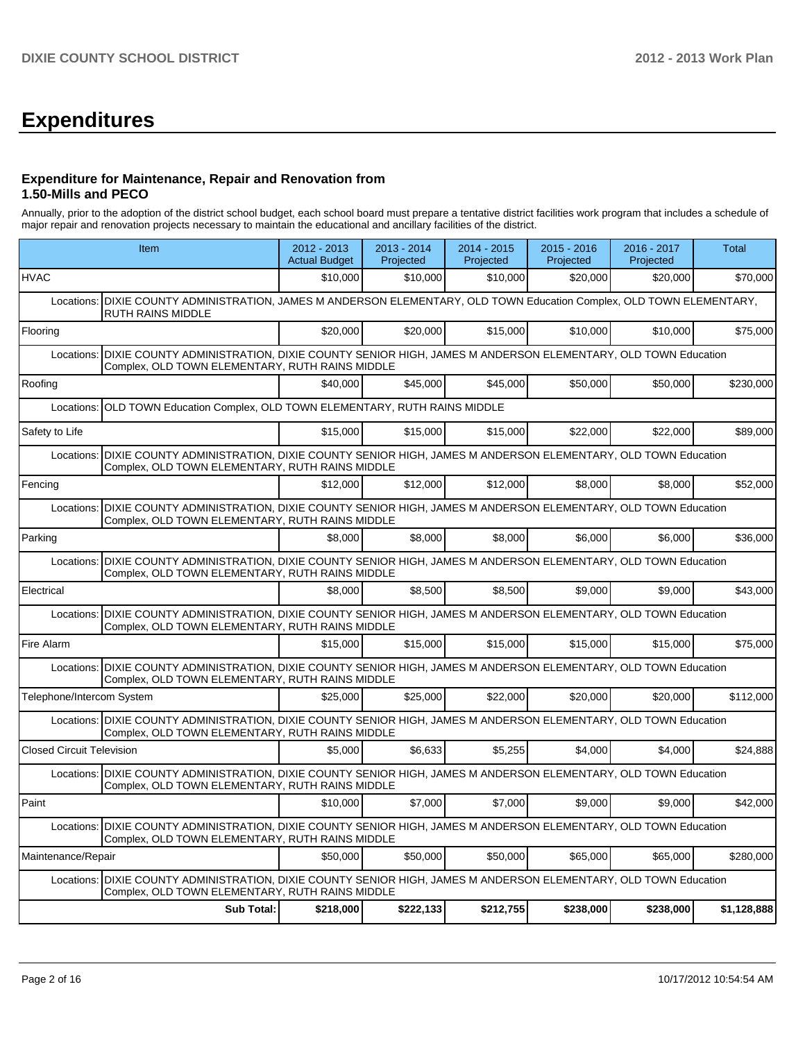# Expenditures

### Expenditure for Maintenance, Repair and Renovation from 1.50-Mills and PECO

Annually, prior to the adoption of the district school budget, each school board must prepare a tentative district facilities work program that includes a schedule of major repair and renovation projects necessary to maintain the educational and ancillary facilities of the district.

| Item | 2012 - 2013 Actual Budget | 2013 - 2014 Projected | 2014 - 2015 Projected | 2015 - 2016 Projected | 2016 - 2017 Projected | Total |
|---|---|---|---|---|---|---|
| HVAC | $10,000 | $10,000 | $10,000 | $20,000 | $20,000 | $70,000 |
| Locations: DIXIE COUNTY ADMINISTRATION, JAMES M ANDERSON ELEMENTARY, OLD TOWN Education Complex, OLD TOWN ELEMENTARY, RUTH RAINS MIDDLE | | | | | | |
| Flooring | $20,000 | $20,000 | $15,000 | $10,000 | $10,000 | $75,000 |
| Locations: DIXIE COUNTY ADMINISTRATION, DIXIE COUNTY SENIOR HIGH, JAMES M ANDERSON ELEMENTARY, OLD TOWN Education Complex, OLD TOWN ELEMENTARY, RUTH RAINS MIDDLE | | | | | | |
| Roofing | $40,000 | $45,000 | $45,000 | $50,000 | $50,000 | $230,000 |
| Locations: OLD TOWN Education Complex, OLD TOWN ELEMENTARY, RUTH RAINS MIDDLE | | | | | | |
| Safety to Life | $15,000 | $15,000 | $15,000 | $22,000 | $22,000 | $89,000 |
| Locations: DIXIE COUNTY ADMINISTRATION, DIXIE COUNTY SENIOR HIGH, JAMES M ANDERSON ELEMENTARY, OLD TOWN Education Complex, OLD TOWN ELEMENTARY, RUTH RAINS MIDDLE | | | | | | |
| Fencing | $12,000 | $12,000 | $12,000 | $8,000 | $8,000 | $52,000 |
| Locations: DIXIE COUNTY ADMINISTRATION, DIXIE COUNTY SENIOR HIGH, JAMES M ANDERSON ELEMENTARY, OLD TOWN Education Complex, OLD TOWN ELEMENTARY, RUTH RAINS MIDDLE | | | | | | |
| Parking | $8,000 | $8,000 | $8,000 | $6,000 | $6,000 | $36,000 |
| Locations: DIXIE COUNTY ADMINISTRATION, DIXIE COUNTY SENIOR HIGH, JAMES M ANDERSON ELEMENTARY, OLD TOWN Education Complex, OLD TOWN ELEMENTARY, RUTH RAINS MIDDLE | | | | | | |
| Electrical | $8,000 | $8,500 | $8,500 | $9,000 | $9,000 | $43,000 |
| Locations: DIXIE COUNTY ADMINISTRATION, DIXIE COUNTY SENIOR HIGH, JAMES M ANDERSON ELEMENTARY, OLD TOWN Education Complex, OLD TOWN ELEMENTARY, RUTH RAINS MIDDLE | | | | | | |
| Fire Alarm | $15,000 | $15,000 | $15,000 | $15,000 | $15,000 | $75,000 |
| Locations: DIXIE COUNTY ADMINISTRATION, DIXIE COUNTY SENIOR HIGH, JAMES M ANDERSON ELEMENTARY, OLD TOWN Education Complex, OLD TOWN ELEMENTARY, RUTH RAINS MIDDLE | | | | | | |
| Telephone/Intercom System | $25,000 | $25,000 | $22,000 | $20,000 | $20,000 | $112,000 |
| Locations: DIXIE COUNTY ADMINISTRATION, DIXIE COUNTY SENIOR HIGH, JAMES M ANDERSON ELEMENTARY, OLD TOWN Education Complex, OLD TOWN ELEMENTARY, RUTH RAINS MIDDLE | | | | | | |
| Closed Circuit Television | $5,000 | $6,633 | $5,255 | $4,000 | $4,000 | $24,888 |
| Locations: DIXIE COUNTY ADMINISTRATION, DIXIE COUNTY SENIOR HIGH, JAMES M ANDERSON ELEMENTARY, OLD TOWN Education Complex, OLD TOWN ELEMENTARY, RUTH RAINS MIDDLE | | | | | | |
| Paint | $10,000 | $7,000 | $7,000 | $9,000 | $9,000 | $42,000 |
| Locations: DIXIE COUNTY ADMINISTRATION, DIXIE COUNTY SENIOR HIGH, JAMES M ANDERSON ELEMENTARY, OLD TOWN Education Complex, OLD TOWN ELEMENTARY, RUTH RAINS MIDDLE | | | | | | |
| Maintenance/Repair | $50,000 | $50,000 | $50,000 | $65,000 | $65,000 | $280,000 |
| Locations: DIXIE COUNTY ADMINISTRATION, DIXIE COUNTY SENIOR HIGH, JAMES M ANDERSON ELEMENTARY, OLD TOWN Education Complex, OLD TOWN ELEMENTARY, RUTH RAINS MIDDLE | | | | | | |
| **Sub Total:** | **$218,000** | **$222,133** | **$212,755** | **$238,000** | **$238,000** | **$1,128,888** |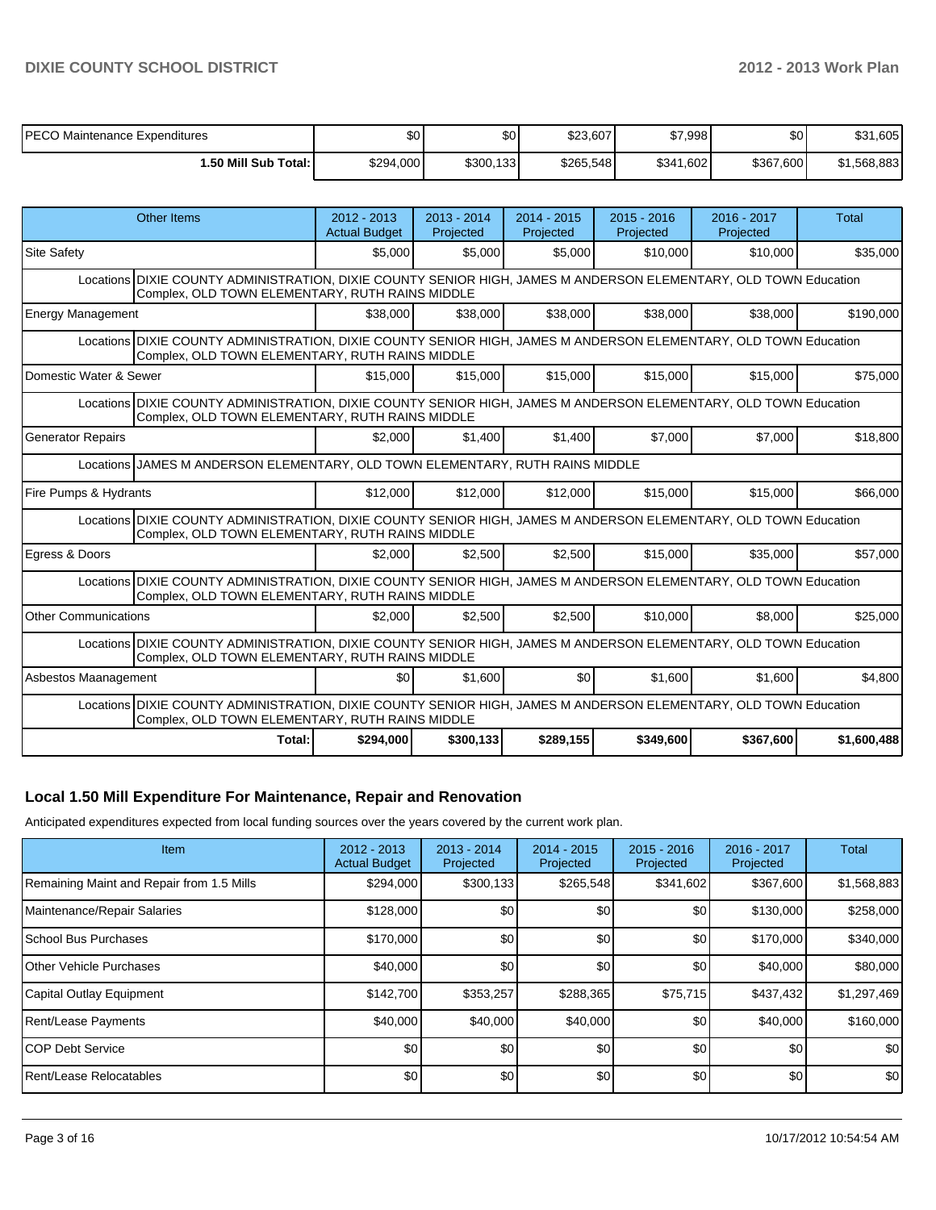| | 2012 - 2013 Actual Budget | 2013 - 2014 Projected | 2014 - 2015 Projected | 2015 - 2016 Projected | 2016 - 2017 Projected | Total |
|---|---|---|---|---|---|---|
| PECO Maintenance Expenditures | $0 | $0 | $23,607 | $7,998 | $0 | $31,605 |
| 1.50 Mill Sub Total: | $294,000 | $300,133 | $265,548 | $341,602 | $367,600 | $1,568,883 |

| Other Items | 2012 - 2013 Actual Budget | 2013 - 2014 Projected | 2014 - 2015 Projected | 2015 - 2016 Projected | 2016 - 2017 Projected | Total |
|---|---|---|---|---|---|---|
| Site Safety | $5,000 | $5,000 | $5,000 | $10,000 | $10,000 | $35,000 |
| Locations DIXIE COUNTY ADMINISTRATION, DIXIE COUNTY SENIOR HIGH, JAMES M ANDERSON ELEMENTARY, OLD TOWN Education Complex, OLD TOWN ELEMENTARY, RUTH RAINS MIDDLE | | | | | | |
| Energy Management | $38,000 | $38,000 | $38,000 | $38,000 | $38,000 | $190,000 |
| Locations DIXIE COUNTY ADMINISTRATION, DIXIE COUNTY SENIOR HIGH, JAMES M ANDERSON ELEMENTARY, OLD TOWN Education Complex, OLD TOWN ELEMENTARY, RUTH RAINS MIDDLE | | | | | | |
| Domestic Water & Sewer | $15,000 | $15,000 | $15,000 | $15,000 | $15,000 | $75,000 |
| Locations DIXIE COUNTY ADMINISTRATION, DIXIE COUNTY SENIOR HIGH, JAMES M ANDERSON ELEMENTARY, OLD TOWN Education Complex, OLD TOWN ELEMENTARY, RUTH RAINS MIDDLE | | | | | | |
| Generator Repairs | $2,000 | $1,400 | $1,400 | $7,000 | $7,000 | $18,800 |
| Locations JAMES M ANDERSON ELEMENTARY, OLD TOWN ELEMENTARY, RUTH RAINS MIDDLE | | | | | | |
| Fire Pumps & Hydrants | $12,000 | $12,000 | $12,000 | $15,000 | $15,000 | $66,000 |
| Locations DIXIE COUNTY ADMINISTRATION, DIXIE COUNTY SENIOR HIGH, JAMES M ANDERSON ELEMENTARY, OLD TOWN Education Complex, OLD TOWN ELEMENTARY, RUTH RAINS MIDDLE | | | | | | |
| Egress & Doors | $2,000 | $2,500 | $2,500 | $15,000 | $35,000 | $57,000 |
| Locations DIXIE COUNTY ADMINISTRATION, DIXIE COUNTY SENIOR HIGH, JAMES M ANDERSON ELEMENTARY, OLD TOWN Education Complex, OLD TOWN ELEMENTARY, RUTH RAINS MIDDLE | | | | | | |
| Other Communications | $2,000 | $2,500 | $2,500 | $10,000 | $8,000 | $25,000 |
| Locations DIXIE COUNTY ADMINISTRATION, DIXIE COUNTY SENIOR HIGH, JAMES M ANDERSON ELEMENTARY, OLD TOWN Education Complex, OLD TOWN ELEMENTARY, RUTH RAINS MIDDLE | | | | | | |
| Asbestos Maanagement | $0 | $1,600 | $0 | $1,600 | $1,600 | $4,800 |
| Locations DIXIE COUNTY ADMINISTRATION, DIXIE COUNTY SENIOR HIGH, JAMES M ANDERSON ELEMENTARY, OLD TOWN Education Complex, OLD TOWN ELEMENTARY, RUTH RAINS MIDDLE | | | | | | |
| **Total:** | **$294,000** | **$300,133** | **$289,155** | **$349,600** | **$367,600** | **$1,600,488** |

## Local 1.50 Mill Expenditure For Maintenance, Repair and Renovation

Anticipated expenditures expected from local funding sources over the years covered by the current work plan.

| Item | 2012 - 2013 Actual Budget | 2013 - 2014 Projected | 2014 - 2015 Projected | 2015 - 2016 Projected | 2016 - 2017 Projected | Total |
|---|---|---|---|---|---|---|
| Remaining Maint and Repair from 1.5 Mills | $294,000 | $300,133 | $265,548 | $341,602 | $367,600 | $1,568,883 |
| Maintenance/Repair Salaries | $128,000 | $0 | $0 | $0 | $130,000 | $258,000 |
| School Bus Purchases | $170,000 | $0 | $0 | $0 | $170,000 | $340,000 |
| Other Vehicle Purchases | $40,000 | $0 | $0 | $0 | $40,000 | $80,000 |
| Capital Outlay Equipment | $142,700 | $353,257 | $288,365 | $75,715 | $437,432 | $1,297,469 |
| Rent/Lease Payments | $40,000 | $40,000 | $40,000 | $0 | $40,000 | $160,000 |
| COP Debt Service | $0 | $0 | $0 | $0 | $0 | $0 |
| Rent/Lease Relocatables | $0 | $0 | $0 | $0 | $0 | $0 |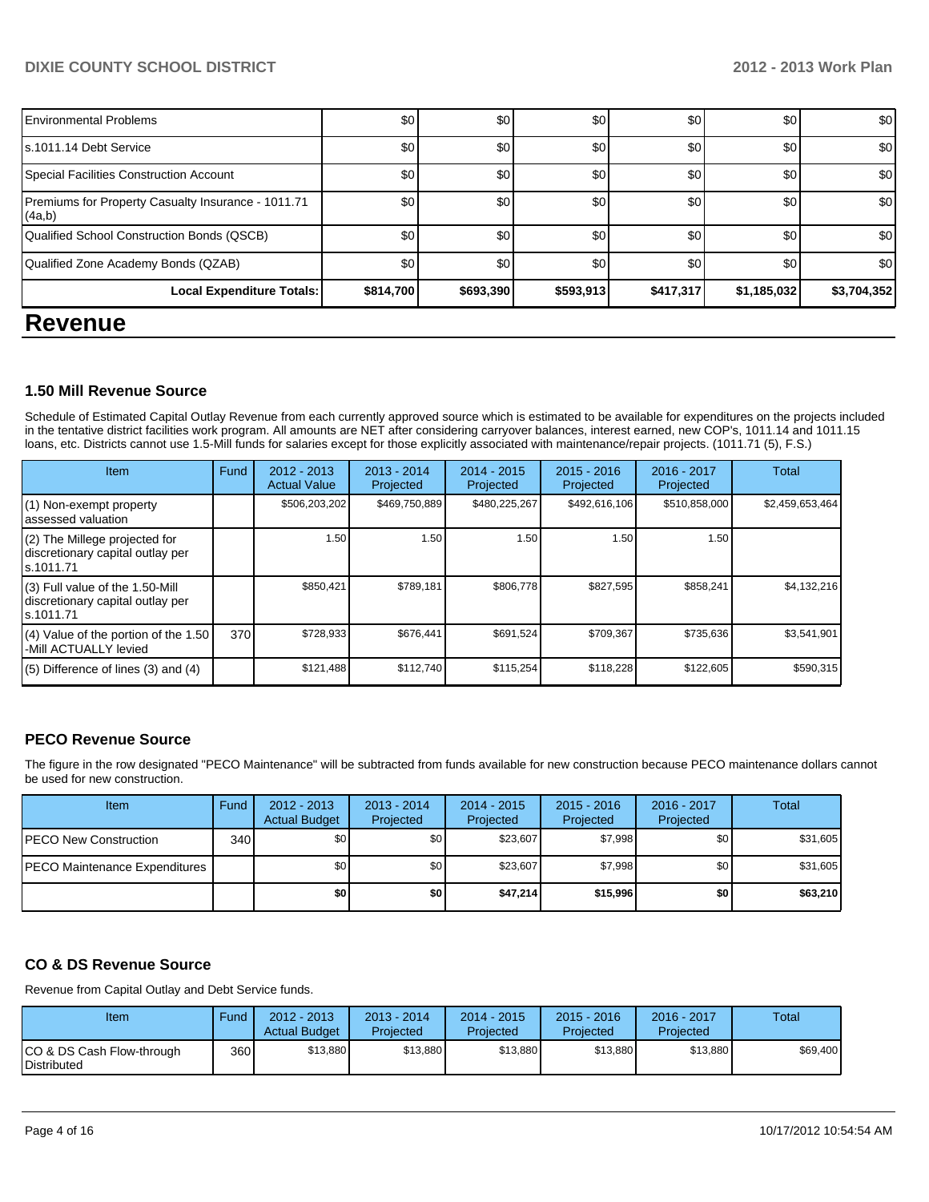| | | | | | | |
|---|---|---|---|---|---|---|
| Environmental Problems | $0 | $0 | $0 | $0 | $0 | $0 |
| s.1011.14 Debt Service | $0 | $0 | $0 | $0 | $0 | $0 |
| Special Facilities Construction Account | $0 | $0 | $0 | $0 | $0 | $0 |
| Premiums for Property Casualty Insurance - 1011.71 (4a,b) | $0 | $0 | $0 | $0 | $0 | $0 |
| Qualified School Construction Bonds (QSCB) | $0 | $0 | $0 | $0 | $0 | $0 |
| Qualified Zone Academy Bonds (QZAB) | $0 | $0 | $0 | $0 | $0 | $0 |
| **Local Expenditure Totals:** | **$814,700** | **$693,390** | **$593,913** | **$417,317** | **$1,185,032** | **$3,704,352** |

# Revenue

### 1.50 Mill Revenue Source

Schedule of Estimated Capital Outlay Revenue from each currently approved source which is estimated to be available for expenditures on the projects included in the tentative district facilities work program. All amounts are NET after considering carryover balances, interest earned, new COP's, 1011.14 and 1011.15 loans, etc. Districts cannot use 1.5-Mill funds for salaries except for those explicitly associated with maintenance/repair projects. (1011.71 (5), F.S.)

| Item | Fund | 2012 - 2013 Actual Value | 2013 - 2014 Projected | 2014 - 2015 Projected | 2015 - 2016 Projected | 2016 - 2017 Projected | Total |
|---|---|---|---|---|---|---|---|
| (1) Non-exempt property assessed valuation | | $506,203,202 | $469,750,889 | $480,225,267 | $492,616,106 | $510,858,000 | $2,459,653,464 |
| (2) The Millege projected for discretionary capital outlay per s.1011.71 | | 1.50 | 1.50 | 1.50 | 1.50 | 1.50 | |
| (3) Full value of the 1.50-Mill discretionary capital outlay per s.1011.71 | | $850,421 | $789,181 | $806,778 | $827,595 | $858,241 | $4,132,216 |
| (4) Value of the portion of the 1.50 -Mill ACTUALLY levied | 370 | $728,933 | $676,441 | $691,524 | $709,367 | $735,636 | $3,541,901 |
| (5) Difference of lines (3) and (4) | | $121,488 | $112,740 | $115,254 | $118,228 | $122,605 | $590,315 |

### PECO Revenue Source

The figure in the row designated "PECO Maintenance" will be subtracted from funds available for new construction because PECO maintenance dollars cannot be used for new construction.

| Item | Fund | 2012 - 2013 Actual Budget | 2013 - 2014 Projected | 2014 - 2015 Projected | 2015 - 2016 Projected | 2016 - 2017 Projected | Total |
|---|---|---|---|---|---|---|---|
| PECO New Construction | 340 | $0 | $0 | $23,607 | $7,998 | $0 | $31,605 |
| PECO Maintenance Expenditures | | $0 | $0 | $23,607 | $7,998 | $0 | $31,605 |
| | | **$0** | **$0** | **$47,214** | **$15,996** | **$0** | **$63,210** |

### CO & DS Revenue Source

Revenue from Capital Outlay and Debt Service funds.

| Item | Fund | 2012 - 2013 Actual Budget | 2013 - 2014 Projected | 2014 - 2015 Projected | 2015 - 2016 Projected | 2016 - 2017 Projected | Total |
|---|---|---|---|---|---|---|---|
| CO & DS Cash Flow-through Distributed | 360 | $13,880 | $13,880 | $13,880 | $13,880 | $13,880 | $69,400 |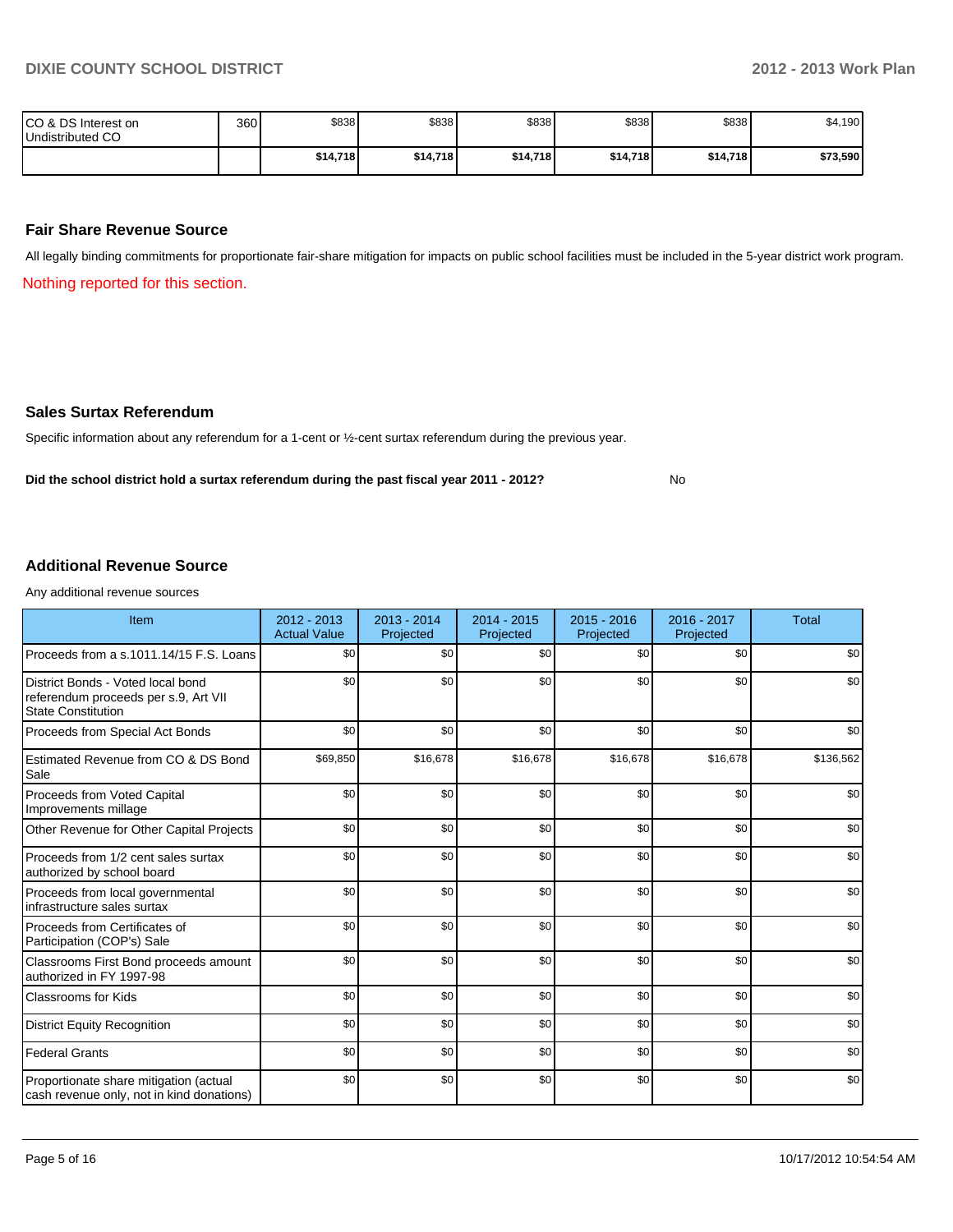| CO & DS Interest on Undistributed CO | 360 | $838 | $838 | $838 | $838 | $838 | $4,190 |
|---|---|---|---|---|---|---|---|
| | | **$14,718** | **$14,718** | **$14,718** | **$14,718** | **$14,718** | **$73,590** |

## Fair Share Revenue Source

All legally binding commitments for proportionate fair-share mitigation for impacts on public school facilities must be included in the 5-year district work program.

Nothing reported for this section.

## Sales Surtax Referendum

Specific information about any referendum for a 1-cent or ½-cent surtax referendum during the previous year.

**Did the school district hold a surtax referendum during the past fiscal year 2011 - 2012?** No

## Additional Revenue Source

Any additional revenue sources

| Item | 2012 - 2013 Actual Value | 2013 - 2014 Projected | 2014 - 2015 Projected | 2015 - 2016 Projected | 2016 - 2017 Projected | Total |
|---|---|---|---|---|---|---|
| Proceeds from a s.1011.14/15 F.S. Loans | $0 | $0 | $0 | $0 | $0 | $0 |
| District Bonds - Voted local bond referendum proceeds per s.9, Art VII State Constitution | $0 | $0 | $0 | $0 | $0 | $0 |
| Proceeds from Special Act Bonds | $0 | $0 | $0 | $0 | $0 | $0 |
| Estimated Revenue from CO & DS Bond Sale | $69,850 | $16,678 | $16,678 | $16,678 | $16,678 | $136,562 |
| Proceeds from Voted Capital Improvements millage | $0 | $0 | $0 | $0 | $0 | $0 |
| Other Revenue for Other Capital Projects | $0 | $0 | $0 | $0 | $0 | $0 |
| Proceeds from 1/2 cent sales surtax authorized by school board | $0 | $0 | $0 | $0 | $0 | $0 |
| Proceeds from local governmental infrastructure sales surtax | $0 | $0 | $0 | $0 | $0 | $0 |
| Proceeds from Certificates of Participation (COP's) Sale | $0 | $0 | $0 | $0 | $0 | $0 |
| Classrooms First Bond proceeds amount authorized in FY 1997-98 | $0 | $0 | $0 | $0 | $0 | $0 |
| Classrooms for Kids | $0 | $0 | $0 | $0 | $0 | $0 |
| District Equity Recognition | $0 | $0 | $0 | $0 | $0 | $0 |
| Federal Grants | $0 | $0 | $0 | $0 | $0 | $0 |
| Proportionate share mitigation (actual cash revenue only, not in kind donations) | $0 | $0 | $0 | $0 | $0 | $0 |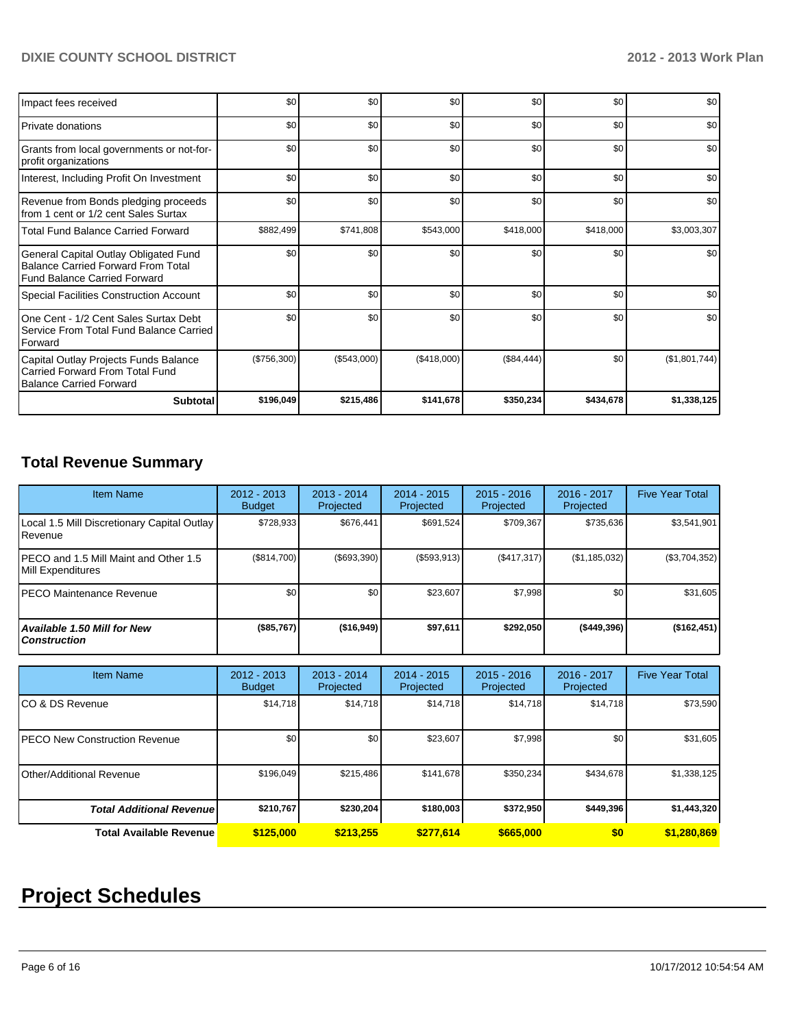| | | | | | | |
|---|---|---|---|---|---|---|
| Impact fees received | $0 | $0 | $0 | $0 | $0 | $0 |
| Private donations | $0 | $0 | $0 | $0 | $0 | $0 |
| Grants from local governments or not-for-profit organizations | $0 | $0 | $0 | $0 | $0 | $0 |
| Interest, Including Profit On Investment | $0 | $0 | $0 | $0 | $0 | $0 |
| Revenue from Bonds pledging proceeds from 1 cent or 1/2 cent Sales Surtax | $0 | $0 | $0 | $0 | $0 | $0 |
| Total Fund Balance Carried Forward | $882,499 | $741,808 | $543,000 | $418,000 | $418,000 | $3,003,307 |
| General Capital Outlay Obligated Fund Balance Carried Forward From Total Fund Balance Carried Forward | $0 | $0 | $0 | $0 | $0 | $0 |
| Special Facilities Construction Account | $0 | $0 | $0 | $0 | $0 | $0 |
| One Cent - 1/2 Cent Sales Surtax Debt Service From Total Fund Balance Carried Forward | $0 | $0 | $0 | $0 | $0 | $0 |
| Capital Outlay Projects Funds Balance Carried Forward From Total Fund Balance Carried Forward | ($756,300) | ($543,000) | ($418,000) | ($84,444) | $0 | ($1,801,744) |
| **Subtotal** | **$196,049** | **$215,486** | **$141,678** | **$350,234** | **$434,678** | **$1,338,125** |

## Total Revenue Summary

| Item Name | 2012 - 2013 Budget | 2013 - 2014 Projected | 2014 - 2015 Projected | 2015 - 2016 Projected | 2016 - 2017 Projected | Five Year Total |
|---|---|---|---|---|---|---|
| Local 1.5 Mill Discretionary Capital Outlay Revenue | $728,933 | $676,441 | $691,524 | $709,367 | $735,636 | $3,541,901 |
| PECO and 1.5 Mill Maint and Other 1.5 Mill Expenditures | ($814,700) | ($693,390) | ($593,913) | ($417,317) | ($1,185,032) | ($3,704,352) |
| PECO Maintenance Revenue | $0 | $0 | $23,607 | $7,998 | $0 | $31,605 |
| ***Available 1.50 Mill for New Construction*** | **($85,767)** | **($16,949)** | **$97,611** | **$292,050** | **($449,396)** | **($162,451)** |

| Item Name | 2012 - 2013 Budget | 2013 - 2014 Projected | 2014 - 2015 Projected | 2015 - 2016 Projected | 2016 - 2017 Projected | Five Year Total |
|---|---|---|---|---|---|---|
| CO & DS Revenue | $14,718 | $14,718 | $14,718 | $14,718 | $14,718 | $73,590 |
| PECO New Construction Revenue | $0 | $0 | $23,607 | $7,998 | $0 | $31,605 |
| Other/Additional Revenue | $196,049 | $215,486 | $141,678 | $350,234 | $434,678 | $1,338,125 |
| ***Total Additional Revenue*** | **$210,767** | **$230,204** | **$180,003** | **$372,950** | **$449,396** | **$1,443,320** |
| **Total Available Revenue** | **$125,000** | **$213,255** | **$277,614** | **$665,000** | **$0** | **$1,280,869** |

# Project Schedules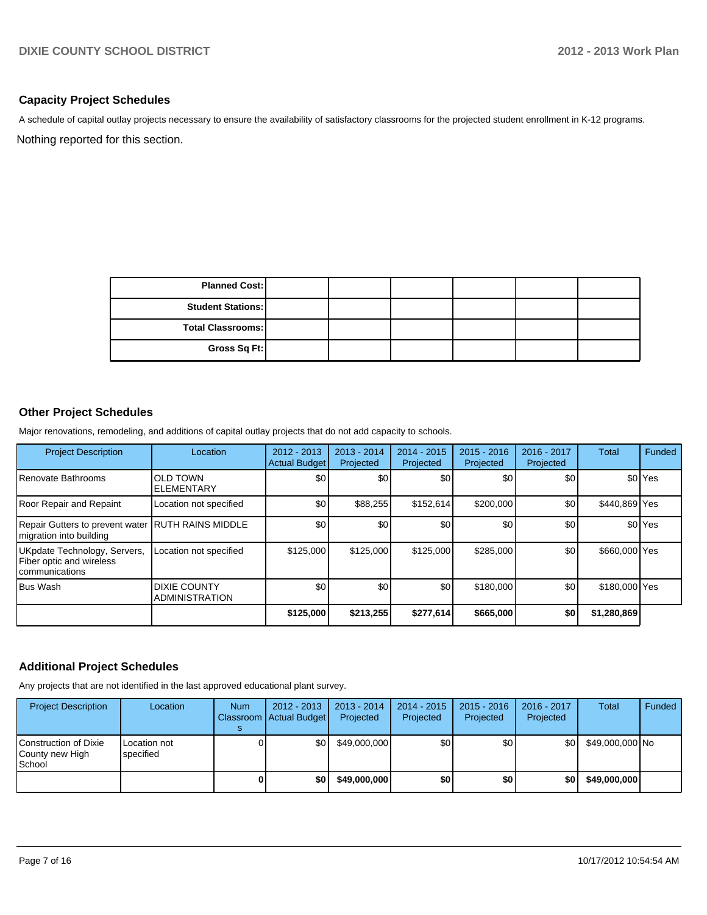## Capacity Project Schedules

A schedule of capital outlay projects necessary to ensure the availability of satisfactory classrooms for the projected student enrollment in K-12 programs.

Nothing reported for this section.

| | | | | | |
|---|---|---|---|---|---|
| **Planned Cost:** | | | | | |
| **Student Stations:** | | | | | |
| **Total Classrooms:** | | | | | |
| **Gross Sq Ft:** | | | | | |

## Other Project Schedules

Major renovations, remodeling, and additions of capital outlay projects that do not add capacity to schools.

| Project Description | Location | 2012 - 2013 Actual Budget | 2013 - 2014 Projected | 2014 - 2015 Projected | 2015 - 2016 Projected | 2016 - 2017 Projected | Total | Funded |
|---|---|---|---|---|---|---|---|---|
| Renovate Bathrooms | OLD TOWN ELEMENTARY | $0 | $0 | $0 | $0 | $0 | $0 | Yes |
| Roor Repair and Repaint | Location not specified | $0 | $88,255 | $152,614 | $200,000 | $0 | $440,869 | Yes |
| Repair Gutters to prevent water migration into building | RUTH RAINS MIDDLE | $0 | $0 | $0 | $0 | $0 | $0 | Yes |
| UKpdate Technology, Servers, Fiber optic and wireless communications | Location not specified | $125,000 | $125,000 | $125,000 | $285,000 | $0 | $660,000 | Yes |
| Bus Wash | DIXIE COUNTY ADMINISTRATION | $0 | $0 | $0 | $180,000 | $0 | $180,000 | Yes |
| | | **$125,000** | **$213,255** | **$277,614** | **$665,000** | **$0** | **$1,280,869** | |

## Additional Project Schedules

Any projects that are not identified in the last approved educational plant survey.

| Project Description | Location | Num Classrooms | 2012 - 2013 Actual Budget | 2013 - 2014 Projected | 2014 - 2015 Projected | 2015 - 2016 Projected | 2016 - 2017 Projected | Total | Funded |
|---|---|---|---|---|---|---|---|---|---|
| Construction of Dixie County new High School | Location not specified | 0 | $0 | $49,000,000 | $0 | $0 | $0 | $49,000,000 | No |
| | | **0** | **$0** | **$49,000,000** | **$0** | **$0** | **$0** | **$49,000,000** | |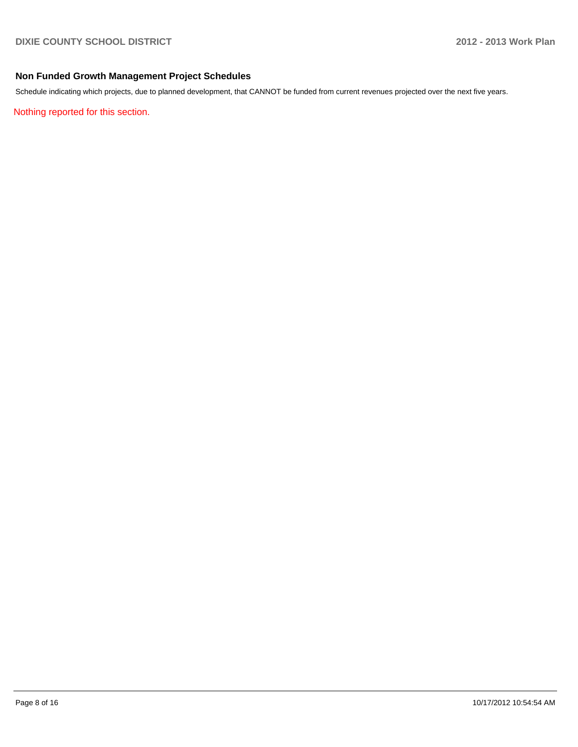## Non Funded Growth Management Project Schedules

Schedule indicating which projects, due to planned development, that CANNOT be funded from current revenues projected over the next five years.

Nothing reported for this section.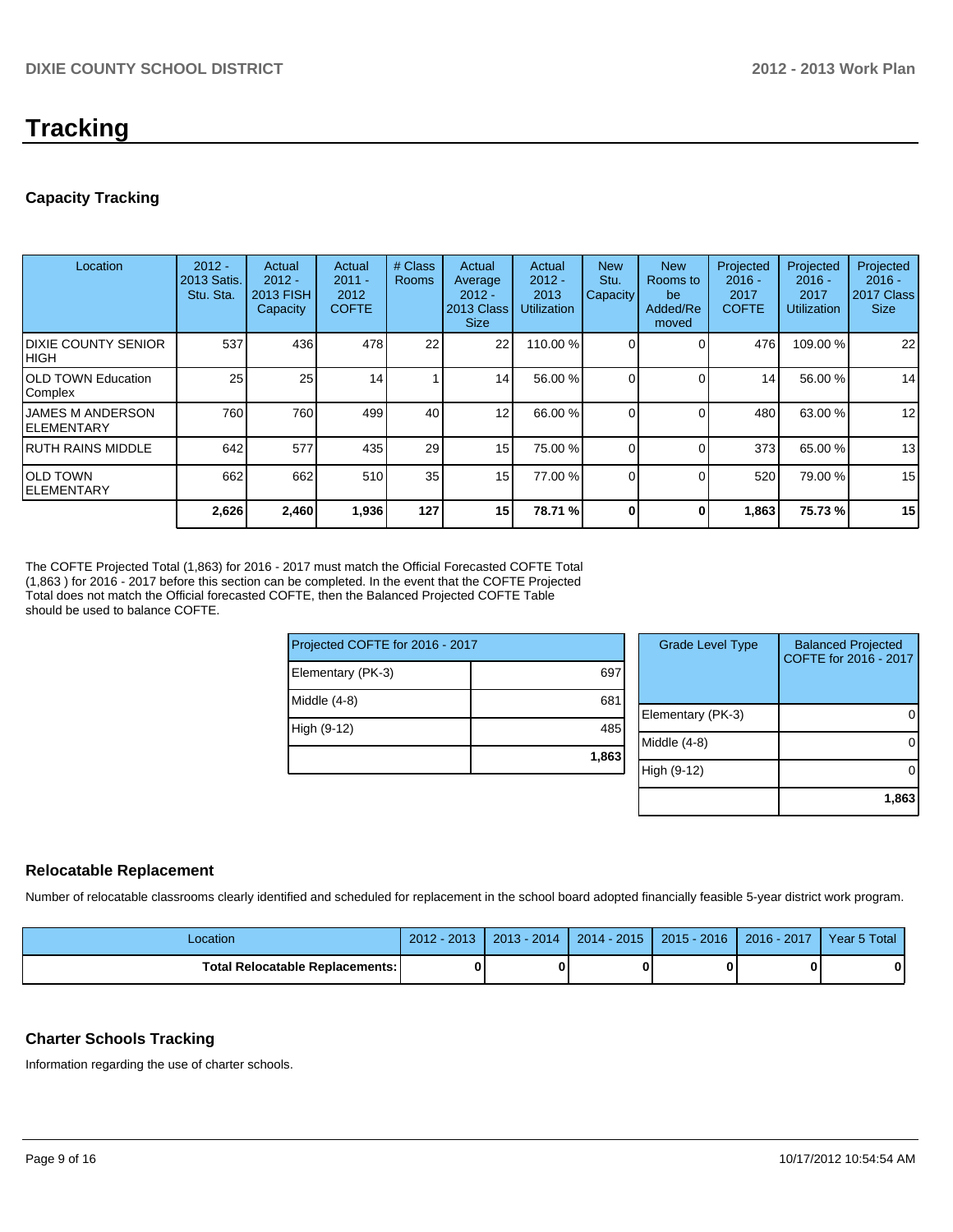# Tracking

## Capacity Tracking

| Location | 2012 - 2013 Satis. Stu. Sta. | Actual 2012 - 2013 FISH Capacity | Actual 2011 - 2012 COFTE | # Class Rooms | Actual Average 2012 - 2013 Class Size | Actual 2012 - 2013 Utilization | New Stu. Capacity | New Rooms to be Added/Removed | Projected 2016 - 2017 COFTE | Projected 2016 - 2017 Utilization | Projected 2016 - 2017 Class Size |
|---|---|---|---|---|---|---|---|---|---|---|---|
| DIXIE COUNTY SENIOR HIGH | 537 | 436 | 478 | 22 | 22 | 110.00 % | 0 | 0 | 476 | 109.00 % | 22 |
| OLD TOWN Education Complex | 25 | 25 | 14 | 1 | 14 | 56.00 % | 0 | 0 | 14 | 56.00 % | 14 |
| JAMES M ANDERSON ELEMENTARY | 760 | 760 | 499 | 40 | 12 | 66.00 % | 0 | 0 | 480 | 63.00 % | 12 |
| RUTH RAINS MIDDLE | 642 | 577 | 435 | 29 | 15 | 75.00 % | 0 | 0 | 373 | 65.00 % | 13 |
| OLD TOWN ELEMENTARY | 662 | 662 | 510 | 35 | 15 | 77.00 % | 0 | 0 | 520 | 79.00 % | 15 |
| | **2,626** | **2,460** | **1,936** | **127** | **15** | **78.71 %** | **0** | **0** | **1,863** | **75.73 %** | **15** |

The COFTE Projected Total (1,863) for 2016 - 2017 must match the Official Forecasted COFTE Total (1,863 ) for 2016 - 2017 before this section can be completed. In the event that the COFTE Projected Total does not match the Official forecasted COFTE, then the Balanced Projected COFTE Table should be used to balance COFTE.

| Projected COFTE for 2016 - 2017 | |
|---|---|
| Elementary (PK-3) | 697 |
| Middle (4-8) | 681 |
| High (9-12) | 485 |
| | **1,863** |

| Grade Level Type | Balanced Projected COFTE for 2016 - 2017 |
|---|---|
| Elementary (PK-3) | 0 |
| Middle (4-8) | 0 |
| High (9-12) | 0 |
| | **1,863** |

## Relocatable Replacement

Number of relocatable classrooms clearly identified and scheduled for replacement in the school board adopted financially feasible 5-year district work program.

| Location | 2012 - 2013 | 2013 - 2014 | 2014 - 2015 | 2015 - 2016 | 2016 - 2017 | Year 5 Total |
|---|---|---|---|---|---|---|
| **Total Relocatable Replacements:** | **0** | **0** | **0** | **0** | **0** | **0** |

## Charter Schools Tracking

Information regarding the use of charter schools.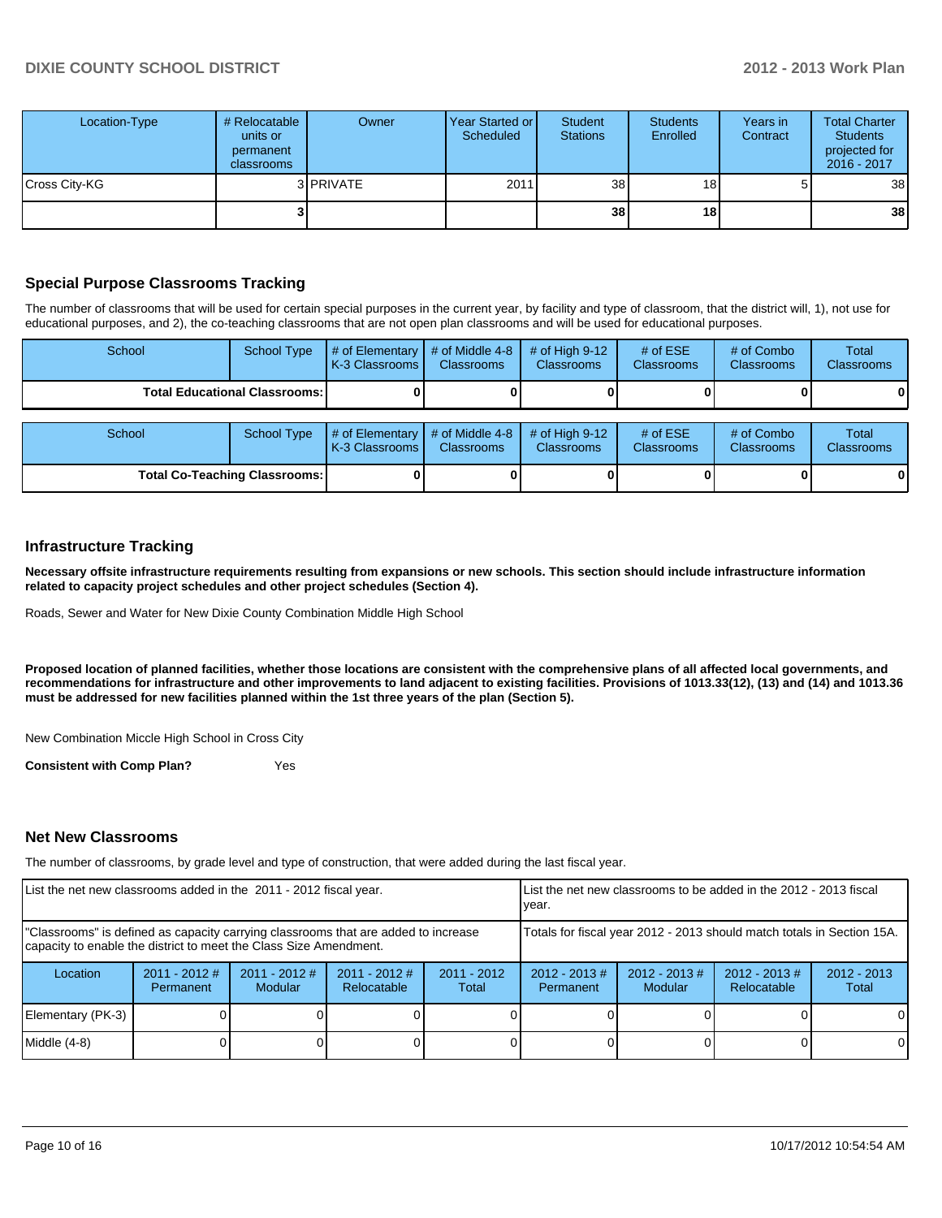| Location-Type | # Relocatable units or permanent classrooms | Owner | Year Started or Scheduled | Student Stations | Students Enrolled | Years in Contract | Total Charter Students projected for 2016 - 2017 |
|---|---|---|---|---|---|---|---|
| Cross City-KG | 3 | PRIVATE | 2011 | 38 | 18 | 5 | 38 |
| | **3** | | | **38** | **18** | | **38** |

## Special Purpose Classrooms Tracking

The number of classrooms that will be used for certain special purposes in the current year, by facility and type of classroom, that the district will, 1), not use for educational purposes, and 2), the co-teaching classrooms that are not open plan classrooms and will be used for educational purposes.

| School | School Type | # of Elementary K-3 Classrooms | # of Middle 4-8 Classrooms | # of High 9-12 Classrooms | # of ESE Classrooms | # of Combo Classrooms | Total Classrooms |
|---|---|---|---|---|---|---|---|
| **Total Educational Classrooms:** | | **0** | **0** | **0** | **0** | **0** | **0** |

| School | School Type | # of Elementary K-3 Classrooms | # of Middle 4-8 Classrooms | # of High 9-12 Classrooms | # of ESE Classrooms | # of Combo Classrooms | Total Classrooms |
|---|---|---|---|---|---|---|---|
| **Total Co-Teaching Classrooms:** | | **0** | **0** | **0** | **0** | **0** | **0** |

## Infrastructure Tracking

**Necessary offsite infrastructure requirements resulting from expansions or new schools. This section should include infrastructure information related to capacity project schedules and other project schedules (Section 4).**

Roads, Sewer and Water for New Dixie County Combination Middle High School

**Proposed location of planned facilities, whether those locations are consistent with the comprehensive plans of all affected local governments, and recommendations for infrastructure and other improvements to land adjacent to existing facilities. Provisions of 1013.33(12), (13) and (14) and 1013.36 must be addressed for new facilities planned within the 1st three years of the plan (Section 5).**

New Combination Miccle High School in Cross City

**Consistent with Comp Plan?** Yes

## Net New Classrooms

The number of classrooms, by grade level and type of construction, that were added during the last fiscal year.

| List the net new classrooms added in the 2011 - 2012 fiscal year. | | | | | List the net new classrooms to be added in the 2012 - 2013 fiscal year. | | | |
|---|---|---|---|---|---|---|---|---|
| "Classrooms" is defined as capacity carrying classrooms that are added to increase capacity to enable the district to meet the Class Size Amendment. | | | | | Totals for fiscal year 2012 - 2013 should match totals in Section 15A. | | | |
| Location | 2011 - 2012 # Permanent | 2011 - 2012 # Modular | 2011 - 2012 # Relocatable | 2011 - 2012 Total | 2012 - 2013 # Permanent | 2012 - 2013 # Modular | 2012 - 2013 # Relocatable | 2012 - 2013 Total |
| Elementary (PK-3) | 0 | 0 | 0 | 0 | 0 | 0 | 0 | 0 |
| Middle (4-8) | 0 | 0 | 0 | 0 | 0 | 0 | 0 | 0 |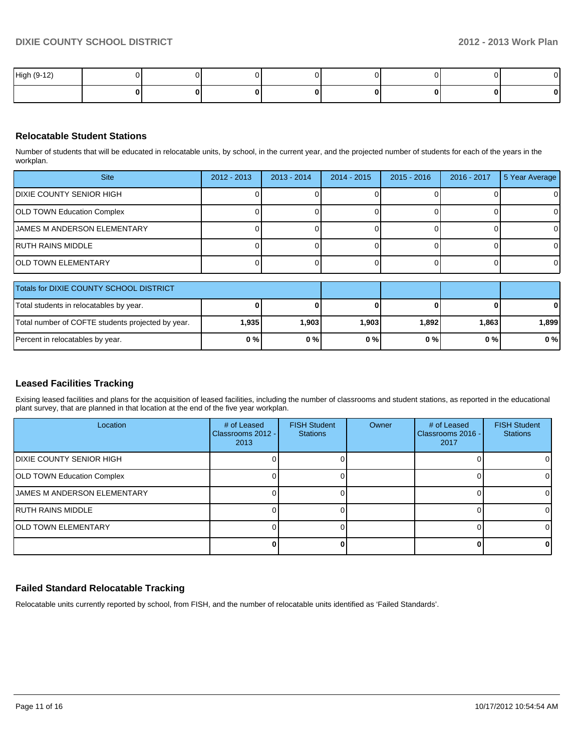| | | | | | | | | |
|---|---|---|---|---|---|---|---|---|
| High (9-12) | 0 | 0 | 0 | 0 | 0 | 0 | 0 | 0 |
| | **0** | **0** | **0** | **0** | **0** | **0** | **0** | **0** |

## Relocatable Student Stations

Number of students that will be educated in relocatable units, by school, in the current year, and the projected number of students for each of the years in the workplan.

| Site | 2012 - 2013 | 2013 - 2014 | 2014 - 2015 | 2015 - 2016 | 2016 - 2017 | 5 Year Average |
|---|---|---|---|---|---|---|
| DIXIE COUNTY SENIOR HIGH | 0 | 0 | 0 | 0 | 0 | 0 |
| OLD TOWN Education Complex | 0 | 0 | 0 | 0 | 0 | 0 |
| JAMES M ANDERSON ELEMENTARY | 0 | 0 | 0 | 0 | 0 | 0 |
| RUTH RAINS MIDDLE | 0 | 0 | 0 | 0 | 0 | 0 |
| OLD TOWN ELEMENTARY | 0 | 0 | 0 | 0 | 0 | 0 |

| Totals for DIXIE COUNTY SCHOOL DISTRICT | | | | | | |
|---|---|---|---|---|---|---|
| Total students in relocatables by year. | **0** | **0** | **0** | **0** | **0** | **0** |
| Total number of COFTE students projected by year. | **1,935** | **1,903** | **1,903** | **1,892** | **1,863** | **1,899** |
| Percent in relocatables by year. | **0 %** | **0 %** | **0 %** | **0 %** | **0 %** | **0 %** |

## Leased Facilities Tracking

Exising leased facilities and plans for the acquisition of leased facilities, including the number of classrooms and student stations, as reported in the educational plant survey, that are planned in that location at the end of the five year workplan.

| Location | # of Leased Classrooms 2012 - 2013 | FISH Student Stations | Owner | # of Leased Classrooms 2016 - 2017 | FISH Student Stations |
|---|---|---|---|---|---|
| DIXIE COUNTY SENIOR HIGH | 0 | 0 | | 0 | 0 |
| OLD TOWN Education Complex | 0 | 0 | | 0 | 0 |
| JAMES M ANDERSON ELEMENTARY | 0 | 0 | | 0 | 0 |
| RUTH RAINS MIDDLE | 0 | 0 | | 0 | 0 |
| OLD TOWN ELEMENTARY | 0 | 0 | | 0 | 0 |
| | **0** | **0** | | **0** | **0** |

## Failed Standard Relocatable Tracking

Relocatable units currently reported by school, from FISH, and the number of relocatable units identified as 'Failed Standards'.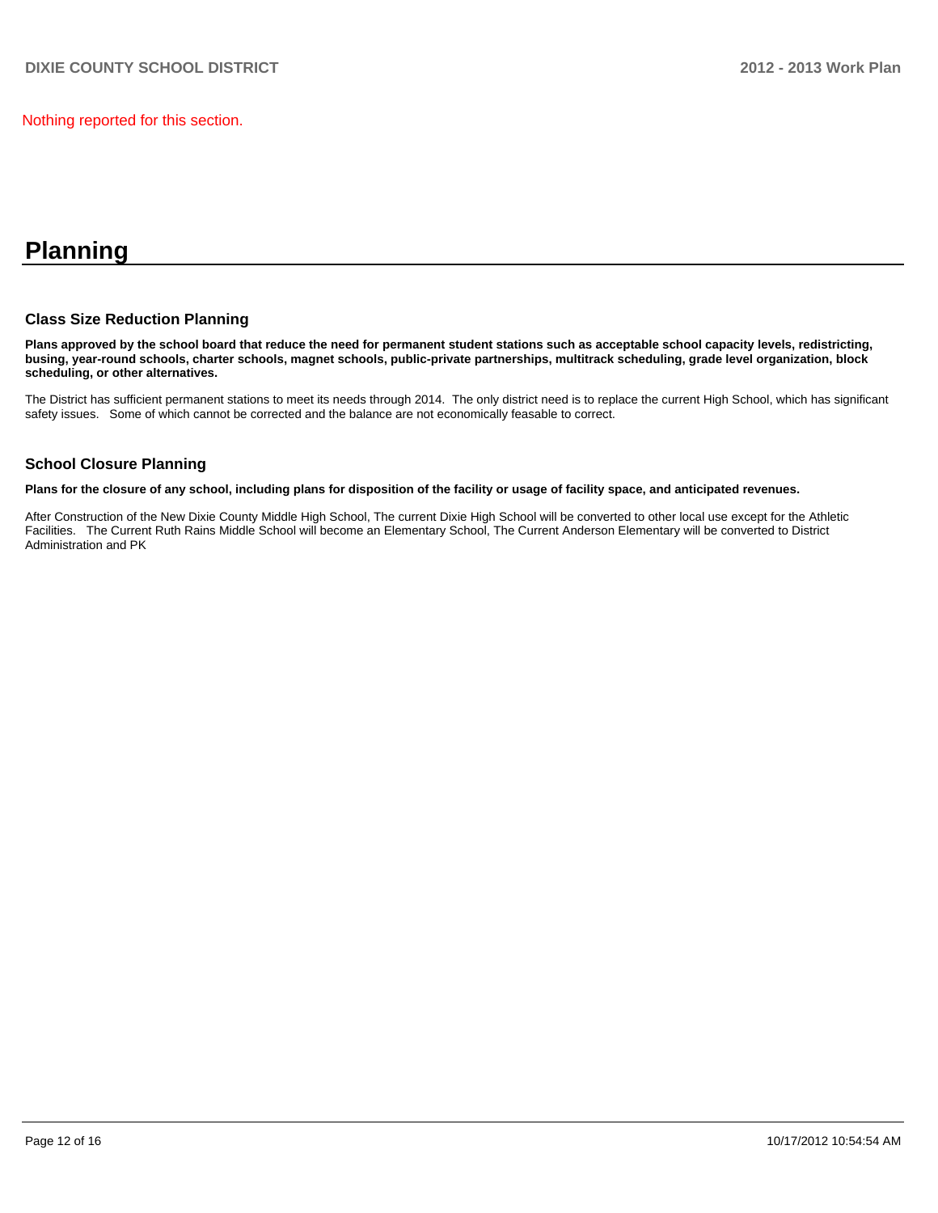Nothing reported for this section.

# Planning

## Class Size Reduction Planning

**Plans approved by the school board that reduce the need for permanent student stations such as acceptable school capacity levels, redistricting, busing, year-round schools, charter schools, magnet schools, public-private partnerships, multitrack scheduling, grade level organization, block scheduling, or other alternatives.**

The District has sufficient permanent stations to meet its needs through 2014. The only district need is to replace the current High School, which has significant safety issues. Some of which cannot be corrected and the balance are not economically feasable to correct.

## School Closure Planning

**Plans for the closure of any school, including plans for disposition of the facility or usage of facility space, and anticipated revenues.**

After Construction of the New Dixie County Middle High School, The current Dixie High School will be converted to other local use except for the Athletic Facilities. The Current Ruth Rains Middle School will become an Elementary School, The Current Anderson Elementary will be converted to District Administration and PK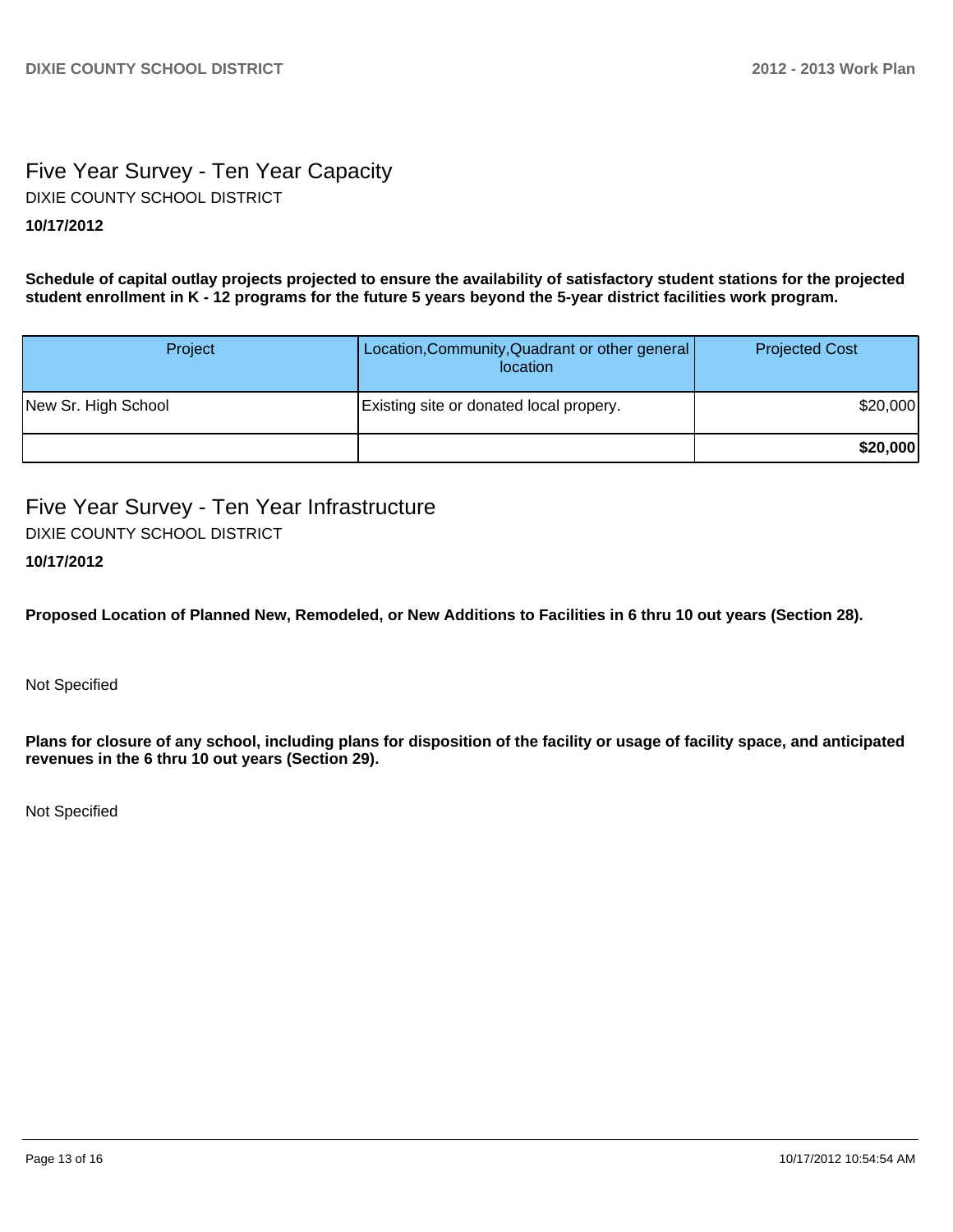## Five Year Survey - Ten Year Capacity

DIXIE COUNTY SCHOOL DISTRICT

**10/17/2012**

**Schedule of capital outlay projects projected to ensure the availability of satisfactory student stations for the projected student enrollment in K - 12 programs for the future 5 years beyond the 5-year district facilities work program.**

| Project | Location,Community,Quadrant or other general location | Projected Cost |
|---|---|---|
| New Sr. High School | Existing site or donated local propery. | $20,000 |
| | | **$20,000** |

## Five Year Survey - Ten Year Infrastructure

DIXIE COUNTY SCHOOL DISTRICT

**10/17/2012**

**Proposed Location of Planned New, Remodeled, or New Additions to Facilities in 6 thru 10 out years (Section 28).**

Not Specified

**Plans for closure of any school, including plans for disposition of the facility or usage of facility space, and anticipated revenues in the 6 thru 10 out years (Section 29).**

Not Specified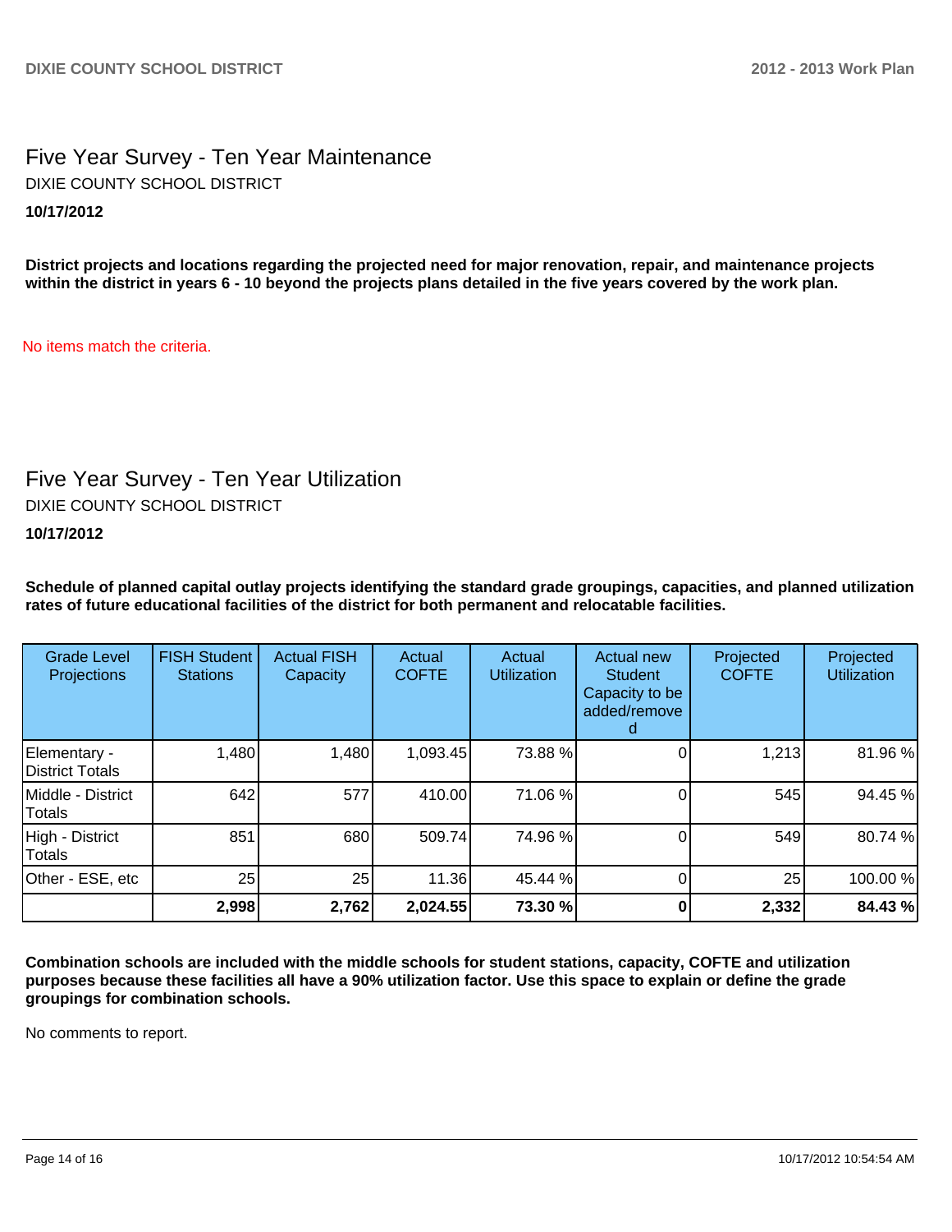## Five Year Survey - Ten Year Maintenance

DIXIE COUNTY SCHOOL DISTRICT

**10/17/2012**

**District projects and locations regarding the projected need for major renovation, repair, and maintenance projects within the district in years 6 - 10 beyond the projects plans detailed in the five years covered by the work plan.**

No items match the criteria.

## Five Year Survey - Ten Year Utilization

DIXIE COUNTY SCHOOL DISTRICT

**10/17/2012**

**Schedule of planned capital outlay projects identifying the standard grade groupings, capacities, and planned utilization rates of future educational facilities of the district for both permanent and relocatable facilities.**

| Grade Level Projections | FISH Student Stations | Actual FISH Capacity | Actual COFTE | Actual Utilization | Actual new Student Capacity to be added/removed | Projected COFTE | Projected Utilization |
|---|---|---|---|---|---|---|---|
| Elementary - District Totals | 1,480 | 1,480 | 1,093.45 | 73.88 % | 0 | 1,213 | 81.96 % |
| Middle - District Totals | 642 | 577 | 410.00 | 71.06 % | 0 | 545 | 94.45 % |
| High - District Totals | 851 | 680 | 509.74 | 74.96 % | 0 | 549 | 80.74 % |
| Other - ESE, etc | 25 | 25 | 11.36 | 45.44 % | 0 | 25 | 100.00 % |
| | **2,998** | **2,762** | **2,024.55** | **73.30 %** | **0** | **2,332** | **84.43 %** |

**Combination schools are included with the middle schools for student stations, capacity, COFTE and utilization purposes because these facilities all have a 90% utilization factor. Use this space to explain or define the grade groupings for combination schools.**

No comments to report.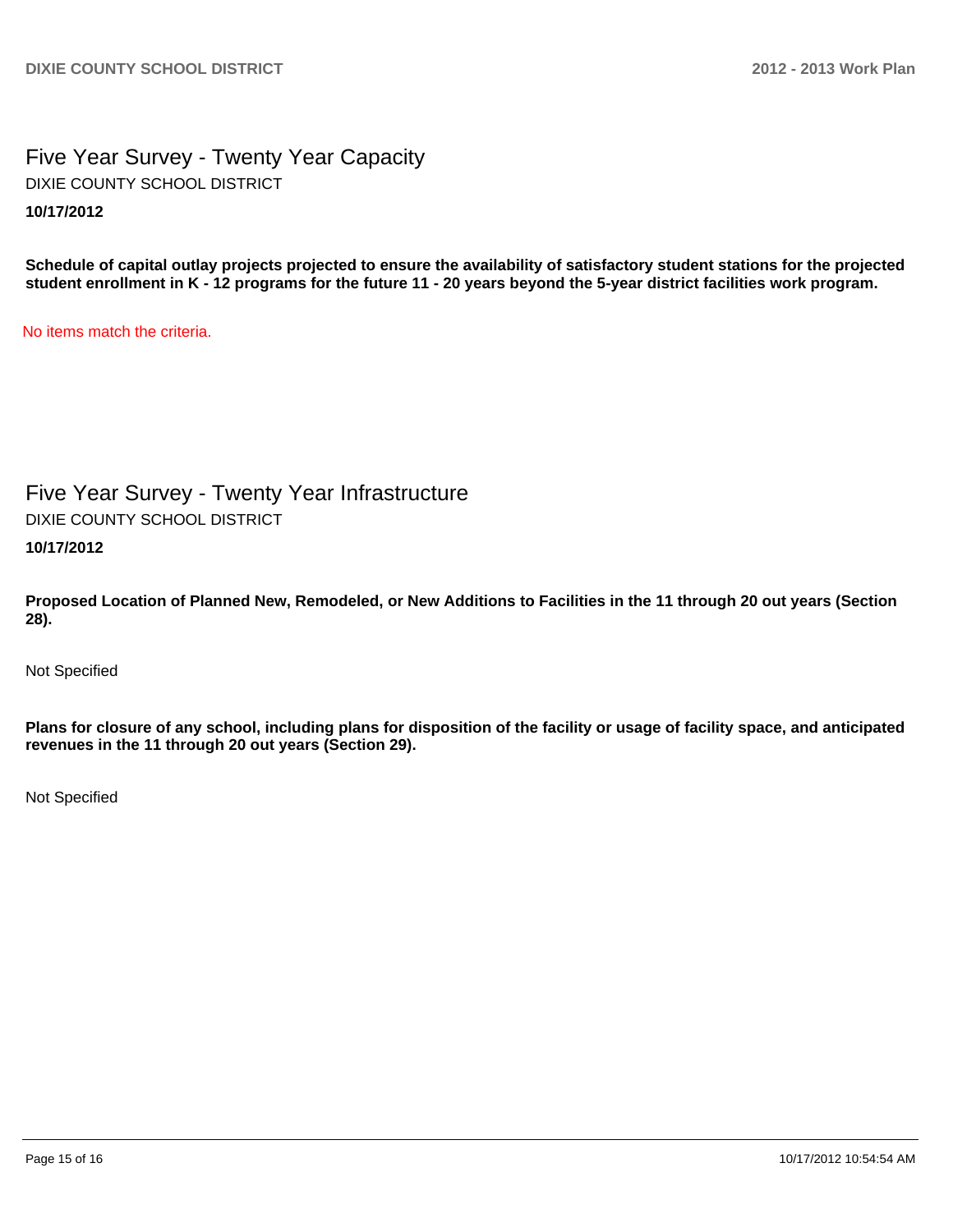## Five Year Survey - Twenty Year Capacity

DIXIE COUNTY SCHOOL DISTRICT

**10/17/2012**

**Schedule of capital outlay projects projected to ensure the availability of satisfactory student stations for the projected student enrollment in K - 12 programs for the future 11 - 20 years beyond the 5-year district facilities work program.**

No items match the criteria.

## Five Year Survey - Twenty Year Infrastructure

DIXIE COUNTY SCHOOL DISTRICT

**10/17/2012**

**Proposed Location of Planned New, Remodeled, or New Additions to Facilities in the 11 through 20 out years (Section 28).**

Not Specified

**Plans for closure of any school, including plans for disposition of the facility or usage of facility space, and anticipated revenues in the 11 through 20 out years (Section 29).**

Not Specified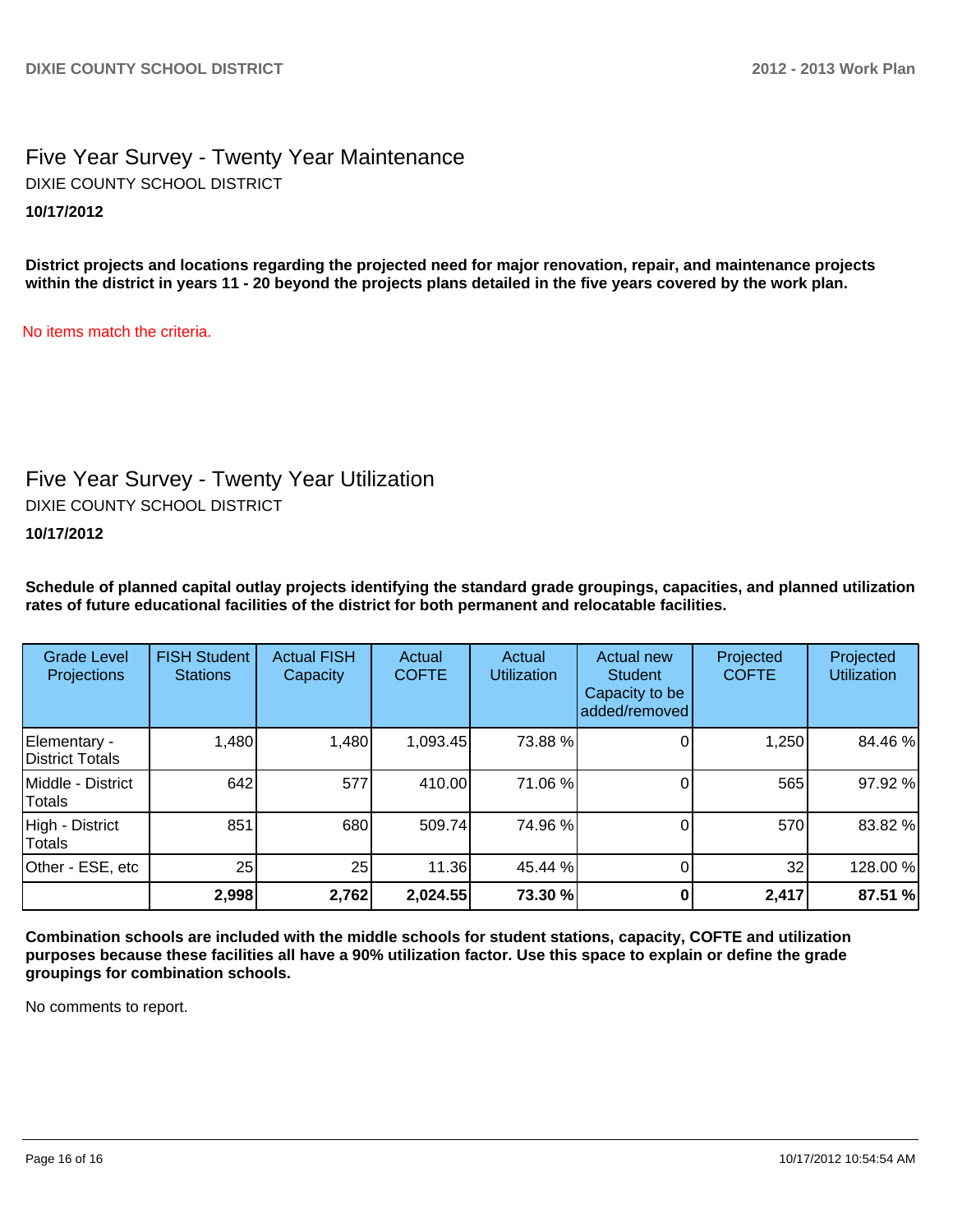## Five Year Survey - Twenty Year Maintenance

DIXIE COUNTY SCHOOL DISTRICT

**10/17/2012**

**District projects and locations regarding the projected need for major renovation, repair, and maintenance projects within the district in years 11 - 20 beyond the projects plans detailed in the five years covered by the work plan.**

No items match the criteria.

## Five Year Survey - Twenty Year Utilization

DIXIE COUNTY SCHOOL DISTRICT

**10/17/2012**

**Schedule of planned capital outlay projects identifying the standard grade groupings, capacities, and planned utilization rates of future educational facilities of the district for both permanent and relocatable facilities.**

| Grade Level Projections | FISH Student Stations | Actual FISH Capacity | Actual COFTE | Actual Utilization | Actual new Student Capacity to be added/removed | Projected COFTE | Projected Utilization |
|---|---|---|---|---|---|---|---|
| Elementary - District Totals | 1,480 | 1,480 | 1,093.45 | 73.88 % | 0 | 1,250 | 84.46 % |
| Middle - District Totals | 642 | 577 | 410.00 | 71.06 % | 0 | 565 | 97.92 % |
| High - District Totals | 851 | 680 | 509.74 | 74.96 % | 0 | 570 | 83.82 % |
| Other - ESE, etc | 25 | 25 | 11.36 | 45.44 % | 0 | 32 | 128.00 % |
| | **2,998** | **2,762** | **2,024.55** | **73.30 %** | **0** | **2,417** | **87.51 %** |

**Combination schools are included with the middle schools for student stations, capacity, COFTE and utilization purposes because these facilities all have a 90% utilization factor. Use this space to explain or define the grade groupings for combination schools.**

No comments to report.